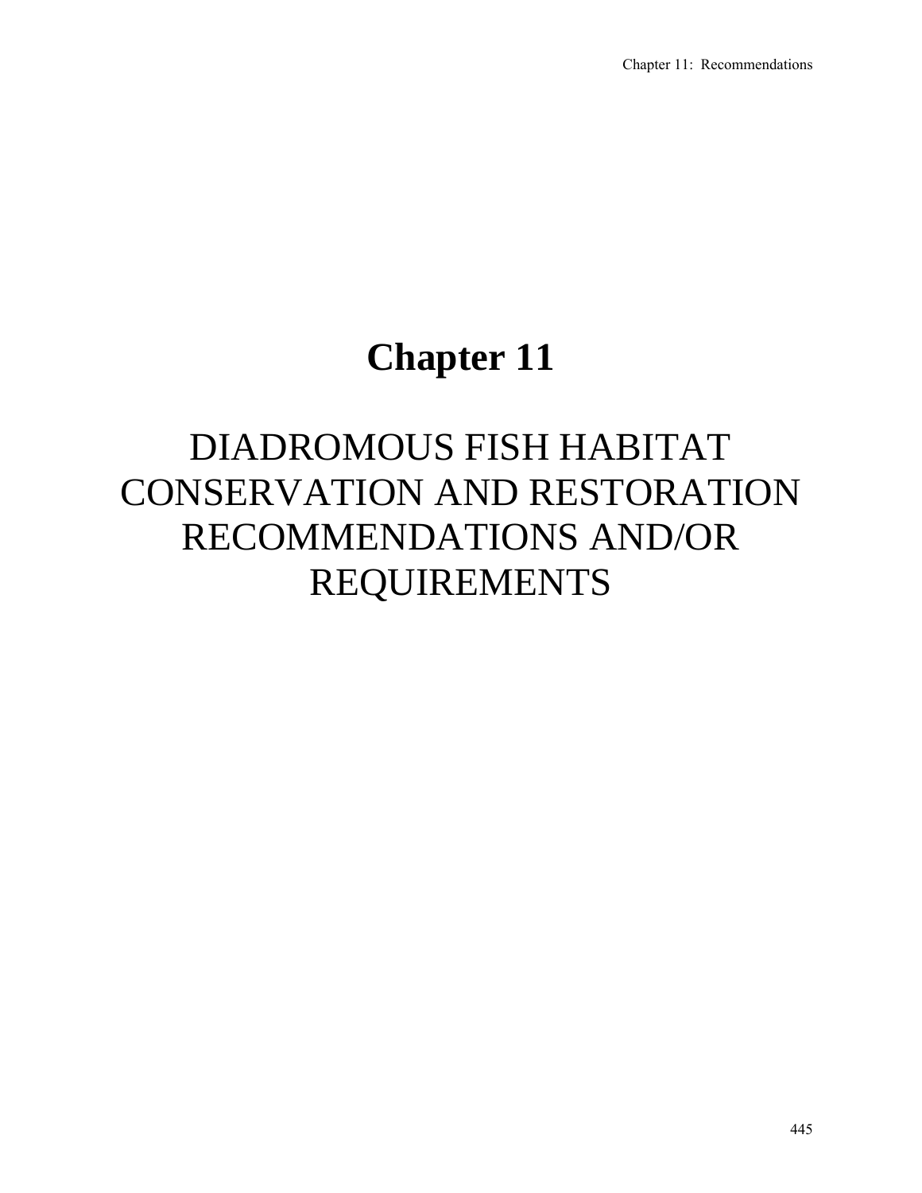# Chapter 11

## DIADROMOUS FISH HABITAT CONSERVATION AND RESTORATION RECOMMENDATIONS AND/OR REQUIREMENTS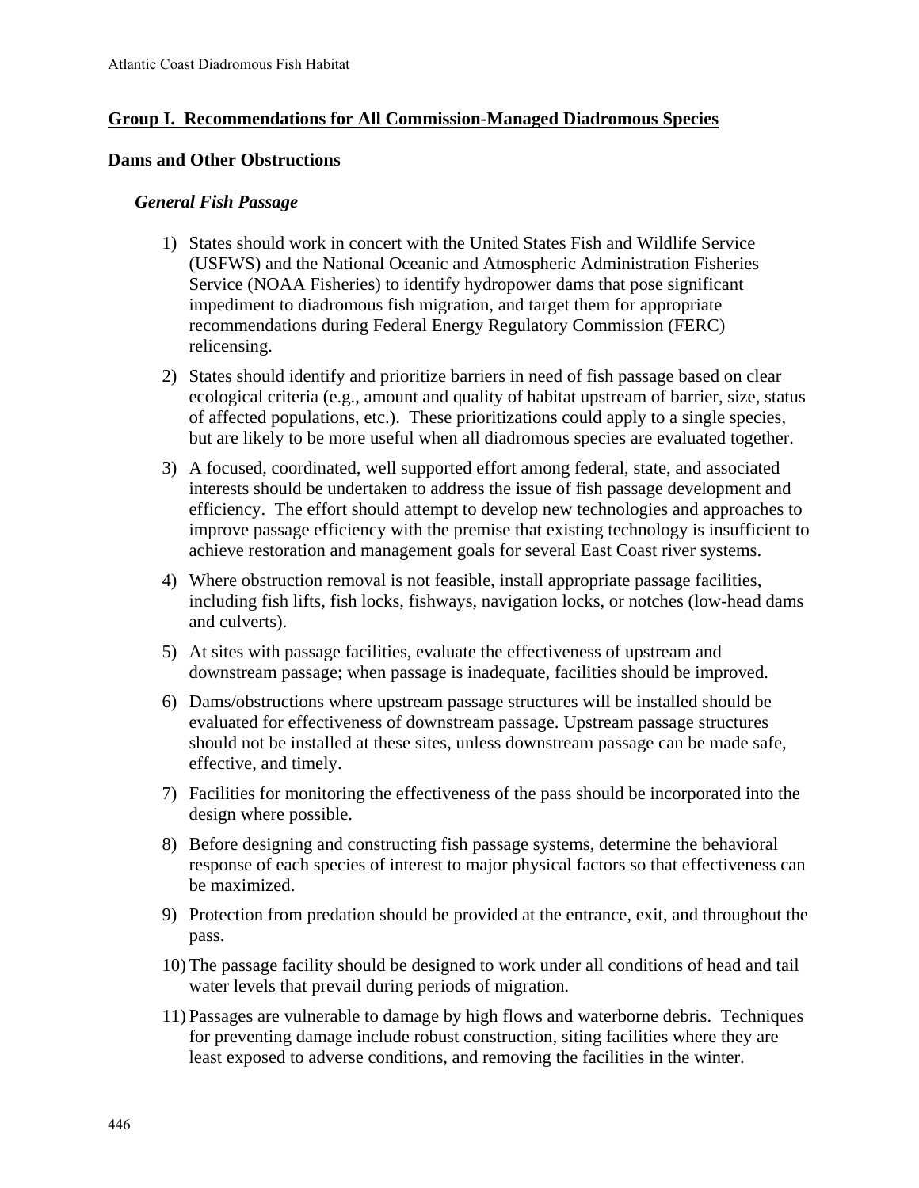## Group I. Recommendations for All Commission-Managed Diadromous Species

### Dams and Other Obstructions

#### *General Fish Passage*

1) States should work in concert with the United States Fish and Wildlife Service (USFWS) and the National Oceanic and Atmospheric Administration Fisheries Service (NOAA Fisheries) to identify hydropower dams that pose significant impediment to diadromous fish migration, and target them for appropriate recommendations during Federal Energy Regulatory Commission (FERC) relicensing.
2) States should identify and prioritize barriers in need of fish passage based on clear ecological criteria (e.g., amount and quality of habitat upstream of barrier, size, status of affected populations, etc.). These prioritizations could apply to a single species, but are likely to be more useful when all diadromous species are evaluated together.
3) A focused, coordinated, well supported effort among federal, state, and associated interests should be undertaken to address the issue of fish passage development and efficiency. The effort should attempt to develop new technologies and approaches to improve passage efficiency with the premise that existing technology is insufficient to achieve restoration and management goals for several East Coast river systems.
4) Where obstruction removal is not feasible, install appropriate passage facilities, including fish lifts, fish locks, fishways, navigation locks, or notches (low-head dams and culverts).
5) At sites with passage facilities, evaluate the effectiveness of upstream and downstream passage; when passage is inadequate, facilities should be improved.
6) Dams/obstructions where upstream passage structures will be installed should be evaluated for effectiveness of downstream passage. Upstream passage structures should not be installed at these sites, unless downstream passage can be made safe, effective, and timely.
7) Facilities for monitoring the effectiveness of the pass should be incorporated into the design where possible.
8) Before designing and constructing fish passage systems, determine the behavioral response of each species of interest to major physical factors so that effectiveness can be maximized.
9) Protection from predation should be provided at the entrance, exit, and throughout the pass.
10) The passage facility should be designed to work under all conditions of head and tail water levels that prevail during periods of migration.
11) Passages are vulnerable to damage by high flows and waterborne debris. Techniques for preventing damage include robust construction, siting facilities where they are least exposed to adverse conditions, and removing the facilities in the winter.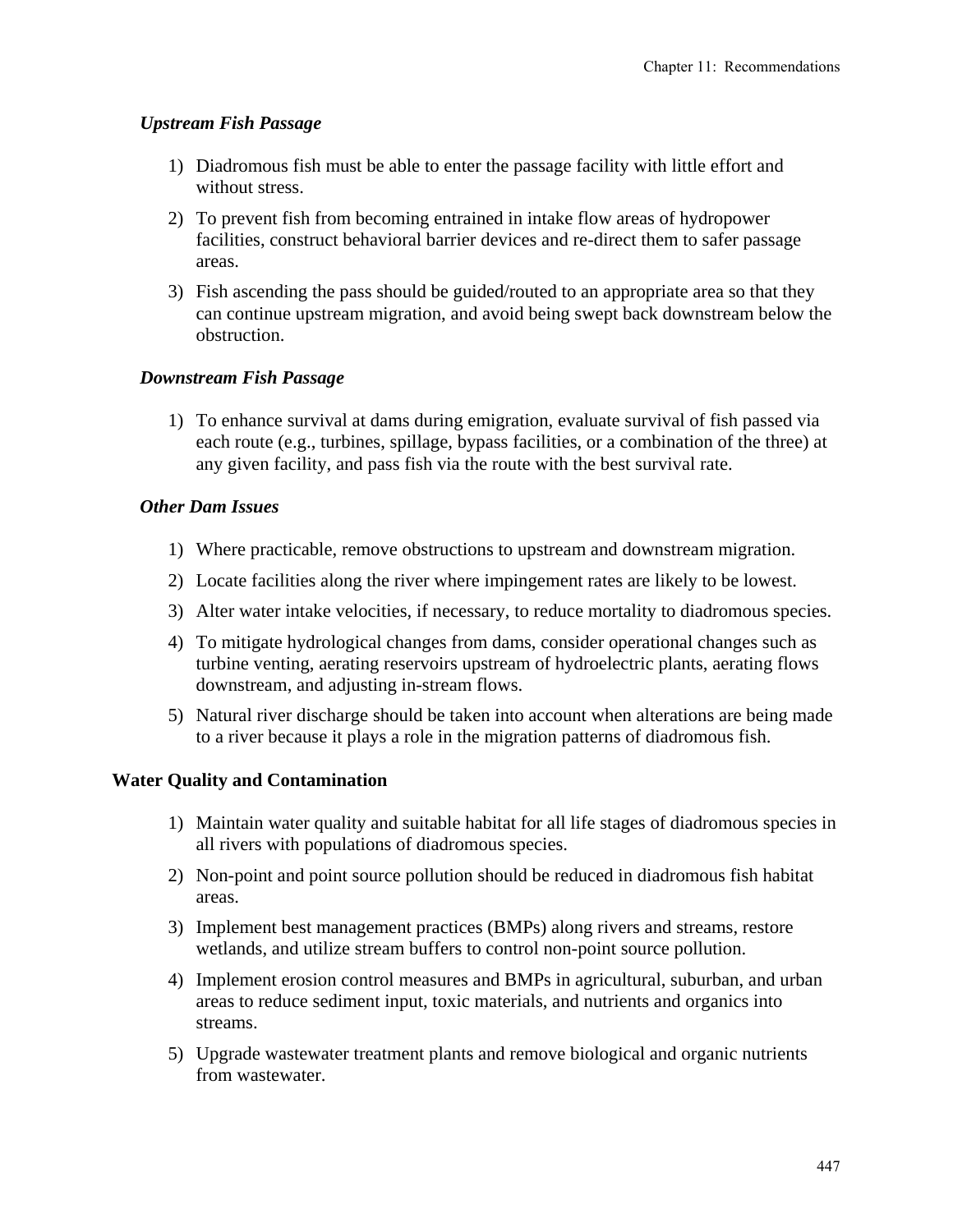### *Upstream Fish Passage*

1) Diadromous fish must be able to enter the passage facility with little effort and without stress.
2) To prevent fish from becoming entrained in intake flow areas of hydropower facilities, construct behavioral barrier devices and re-direct them to safer passage areas.
3) Fish ascending the pass should be guided/routed to an appropriate area so that they can continue upstream migration, and avoid being swept back downstream below the obstruction.

### *Downstream Fish Passage*

1) To enhance survival at dams during emigration, evaluate survival of fish passed via each route (e.g., turbines, spillage, bypass facilities, or a combination of the three) at any given facility, and pass fish via the route with the best survival rate.

### *Other Dam Issues*

1) Where practicable, remove obstructions to upstream and downstream migration.
2) Locate facilities along the river where impingement rates are likely to be lowest.
3) Alter water intake velocities, if necessary, to reduce mortality to diadromous species.
4) To mitigate hydrological changes from dams, consider operational changes such as turbine venting, aerating reservoirs upstream of hydroelectric plants, aerating flows downstream, and adjusting in-stream flows.
5) Natural river discharge should be taken into account when alterations are being made to a river because it plays a role in the migration patterns of diadromous fish.

## Water Quality and Contamination

1) Maintain water quality and suitable habitat for all life stages of diadromous species in all rivers with populations of diadromous species.
2) Non-point and point source pollution should be reduced in diadromous fish habitat areas.
3) Implement best management practices (BMPs) along rivers and streams, restore wetlands, and utilize stream buffers to control non-point source pollution.
4) Implement erosion control measures and BMPs in agricultural, suburban, and urban areas to reduce sediment input, toxic materials, and nutrients and organics into streams.
5) Upgrade wastewater treatment plants and remove biological and organic nutrients from wastewater.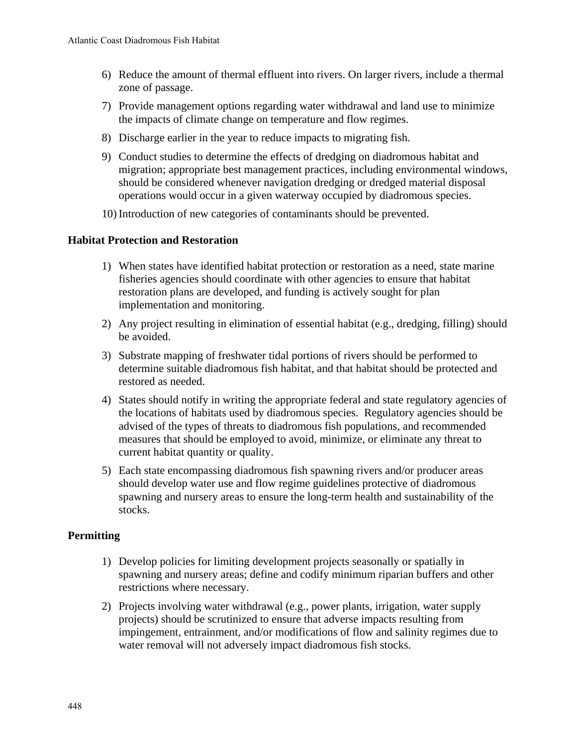6) Reduce the amount of thermal effluent into rivers. On larger rivers, include a thermal zone of passage.
7) Provide management options regarding water withdrawal and land use to minimize the impacts of climate change on temperature and flow regimes.
8) Discharge earlier in the year to reduce impacts to migrating fish.
9) Conduct studies to determine the effects of dredging on diadromous habitat and migration; appropriate best management practices, including environmental windows, should be considered whenever navigation dredging or dredged material disposal operations would occur in a given waterway occupied by diadromous species.
10) Introduction of new categories of contaminants should be prevented.

**Habitat Protection and Restoration**

1) When states have identified habitat protection or restoration as a need, state marine fisheries agencies should coordinate with other agencies to ensure that habitat restoration plans are developed, and funding is actively sought for plan implementation and monitoring.
2) Any project resulting in elimination of essential habitat (e.g., dredging, filling) should be avoided.
3) Substrate mapping of freshwater tidal portions of rivers should be performed to determine suitable diadromous fish habitat, and that habitat should be protected and restored as needed.
4) States should notify in writing the appropriate federal and state regulatory agencies of the locations of habitats used by diadromous species. Regulatory agencies should be advised of the types of threats to diadromous fish populations, and recommended measures that should be employed to avoid, minimize, or eliminate any threat to current habitat quantity or quality.
5) Each state encompassing diadromous fish spawning rivers and/or producer areas should develop water use and flow regime guidelines protective of diadromous spawning and nursery areas to ensure the long-term health and sustainability of the stocks.

**Permitting**

1) Develop policies for limiting development projects seasonally or spatially in spawning and nursery areas; define and codify minimum riparian buffers and other restrictions where necessary.
2) Projects involving water withdrawal (e.g., power plants, irrigation, water supply projects) should be scrutinized to ensure that adverse impacts resulting from impingement, entrainment, and/or modifications of flow and salinity regimes due to water removal will not adversely impact diadromous fish stocks.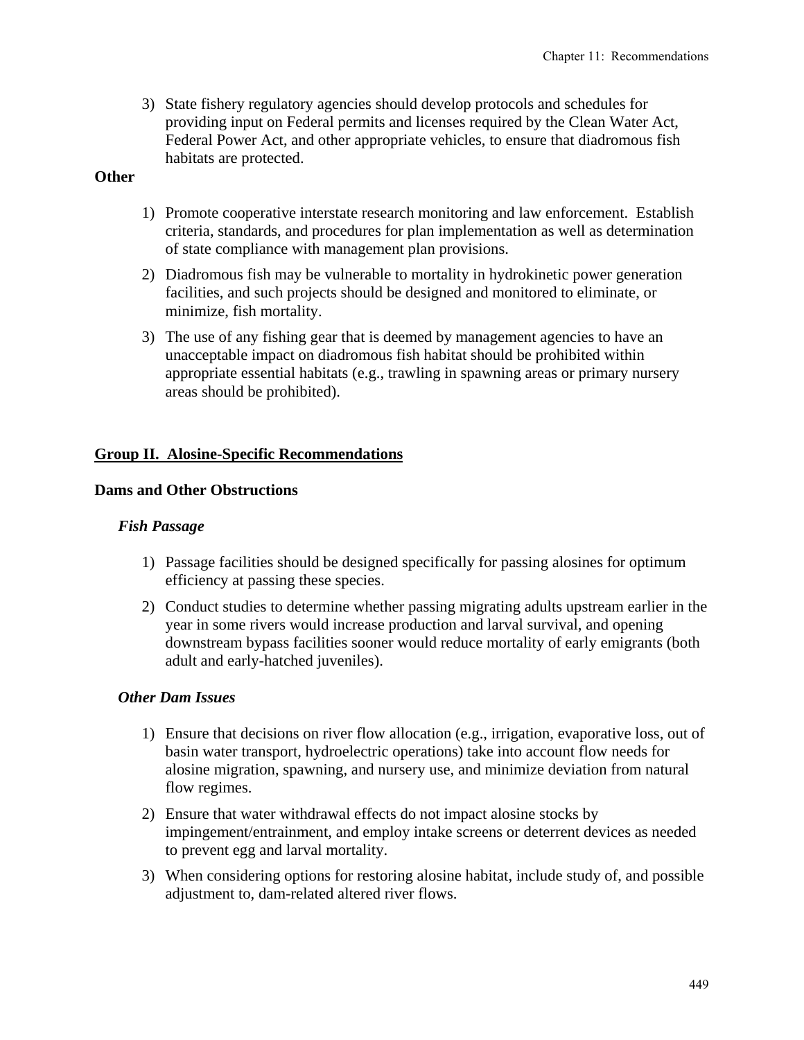3) State fishery regulatory agencies should develop protocols and schedules for providing input on Federal permits and licenses required by the Clean Water Act, Federal Power Act, and other appropriate vehicles, to ensure that diadromous fish habitats are protected.

**Other**

1) Promote cooperative interstate research monitoring and law enforcement. Establish criteria, standards, and procedures for plan implementation as well as determination of state compliance with management plan provisions.
2) Diadromous fish may be vulnerable to mortality in hydrokinetic power generation facilities, and such projects should be designed and monitored to eliminate, or minimize, fish mortality.
3) The use of any fishing gear that is deemed by management agencies to have an unacceptable impact on diadromous fish habitat should be prohibited within appropriate essential habitats (e.g., trawling in spawning areas or primary nursery areas should be prohibited).

## Group II. Alosine-Specific Recommendations

### Dams and Other Obstructions

#### *Fish Passage*

1) Passage facilities should be designed specifically for passing alosines for optimum efficiency at passing these species.
2) Conduct studies to determine whether passing migrating adults upstream earlier in the year in some rivers would increase production and larval survival, and opening downstream bypass facilities sooner would reduce mortality of early emigrants (both adult and early-hatched juveniles).

#### *Other Dam Issues*

1) Ensure that decisions on river flow allocation (e.g., irrigation, evaporative loss, out of basin water transport, hydroelectric operations) take into account flow needs for alosine migration, spawning, and nursery use, and minimize deviation from natural flow regimes.
2) Ensure that water withdrawal effects do not impact alosine stocks by impingement/entrainment, and employ intake screens or deterrent devices as needed to prevent egg and larval mortality.
3) When considering options for restoring alosine habitat, include study of, and possible adjustment to, dam-related altered river flows.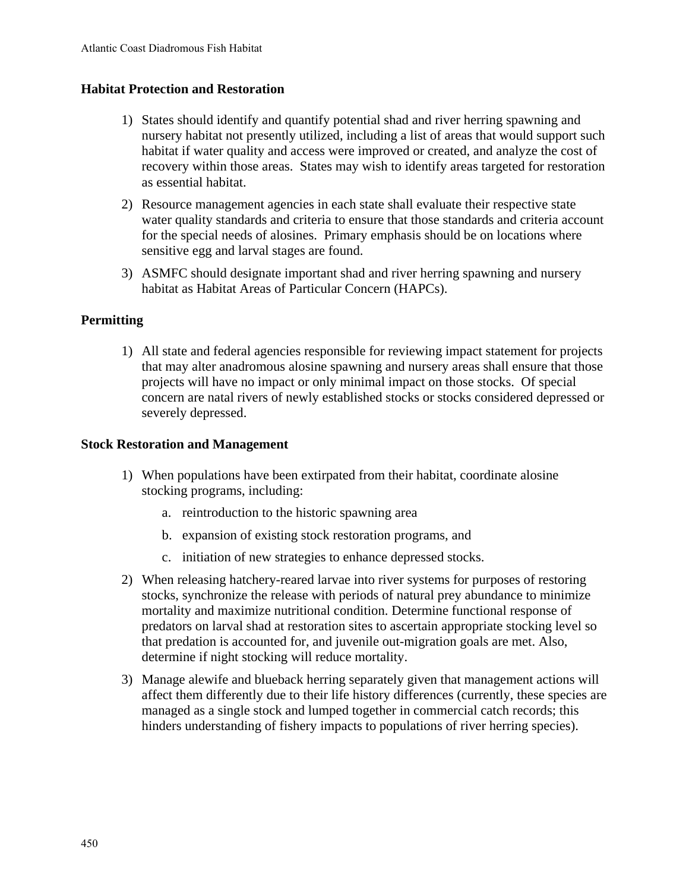### Habitat Protection and Restoration

1) States should identify and quantify potential shad and river herring spawning and nursery habitat not presently utilized, including a list of areas that would support such habitat if water quality and access were improved or created, and analyze the cost of recovery within those areas. States may wish to identify areas targeted for restoration as essential habitat.
2) Resource management agencies in each state shall evaluate their respective state water quality standards and criteria to ensure that those standards and criteria account for the special needs of alosines. Primary emphasis should be on locations where sensitive egg and larval stages are found.
3) ASMFC should designate important shad and river herring spawning and nursery habitat as Habitat Areas of Particular Concern (HAPCs).

### Permitting

1) All state and federal agencies responsible for reviewing impact statement for projects that may alter anadromous alosine spawning and nursery areas shall ensure that those projects will have no impact or only minimal impact on those stocks. Of special concern are natal rivers of newly established stocks or stocks considered depressed or severely depressed.

### Stock Restoration and Management

1) When populations have been extirpated from their habitat, coordinate alosine stocking programs, including:
   a. reintroduction to the historic spawning area
   b. expansion of existing stock restoration programs, and
   c. initiation of new strategies to enhance depressed stocks.
2) When releasing hatchery-reared larvae into river systems for purposes of restoring stocks, synchronize the release with periods of natural prey abundance to minimize mortality and maximize nutritional condition. Determine functional response of predators on larval shad at restoration sites to ascertain appropriate stocking level so that predation is accounted for, and juvenile out-migration goals are met. Also, determine if night stocking will reduce mortality.
3) Manage alewife and blueback herring separately given that management actions will affect them differently due to their life history differences (currently, these species are managed as a single stock and lumped together in commercial catch records; this hinders understanding of fishery impacts to populations of river herring species).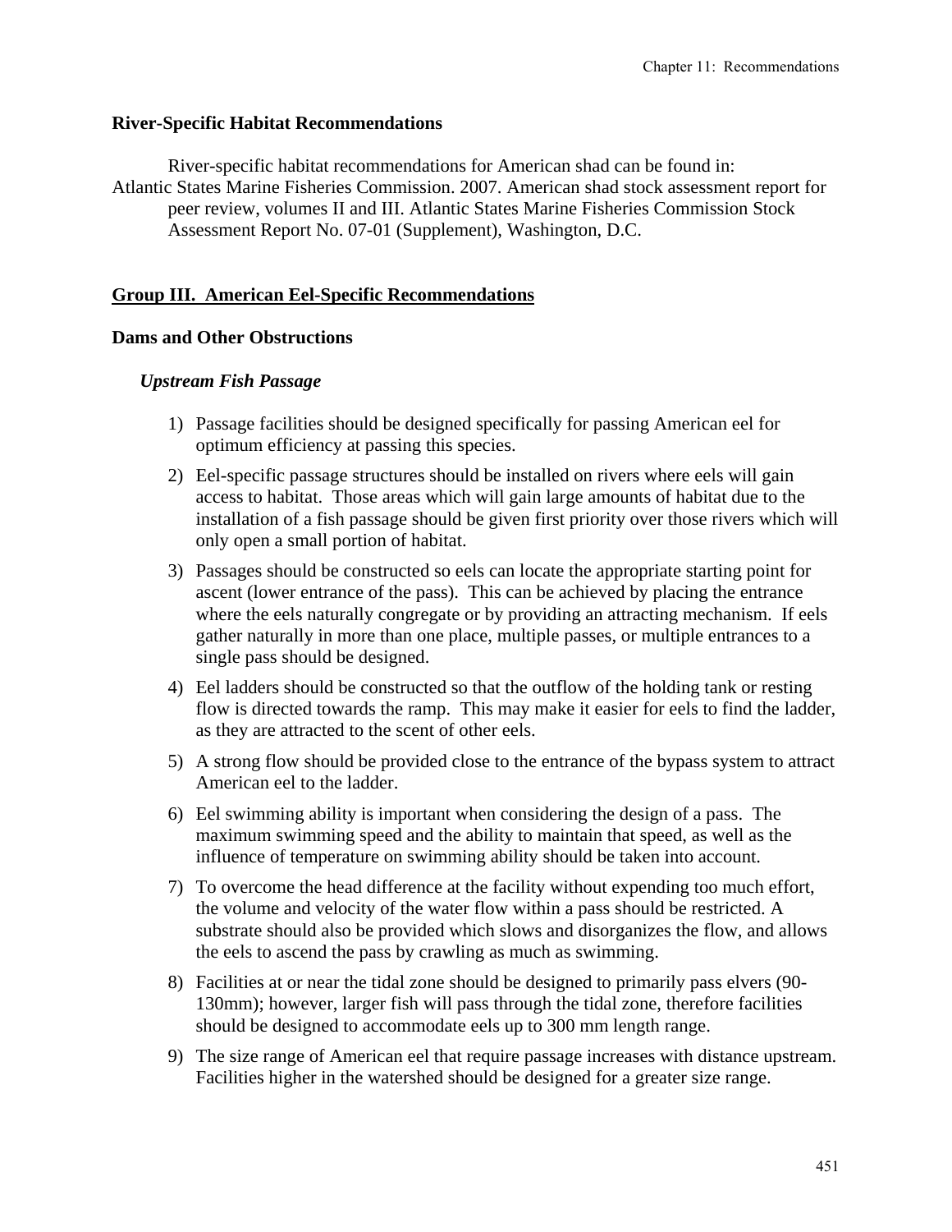### River-Specific Habitat Recommendations

River-specific habitat recommendations for American shad can be found in:
Atlantic States Marine Fisheries Commission. 2007. American shad stock assessment report for peer review, volumes II and III. Atlantic States Marine Fisheries Commission Stock Assessment Report No. 07-01 (Supplement), Washington, D.C.

## Group III. American Eel-Specific Recommendations

### Dams and Other Obstructions

#### *Upstream Fish Passage*

1) Passage facilities should be designed specifically for passing American eel for optimum efficiency at passing this species.
2) Eel-specific passage structures should be installed on rivers where eels will gain access to habitat. Those areas which will gain large amounts of habitat due to the installation of a fish passage should be given first priority over those rivers which will only open a small portion of habitat.
3) Passages should be constructed so eels can locate the appropriate starting point for ascent (lower entrance of the pass). This can be achieved by placing the entrance where the eels naturally congregate or by providing an attracting mechanism. If eels gather naturally in more than one place, multiple passes, or multiple entrances to a single pass should be designed.
4) Eel ladders should be constructed so that the outflow of the holding tank or resting flow is directed towards the ramp. This may make it easier for eels to find the ladder, as they are attracted to the scent of other eels.
5) A strong flow should be provided close to the entrance of the bypass system to attract American eel to the ladder.
6) Eel swimming ability is important when considering the design of a pass. The maximum swimming speed and the ability to maintain that speed, as well as the influence of temperature on swimming ability should be taken into account.
7) To overcome the head difference at the facility without expending too much effort, the volume and velocity of the water flow within a pass should be restricted. A substrate should also be provided which slows and disorganizes the flow, and allows the eels to ascend the pass by crawling as much as swimming.
8) Facilities at or near the tidal zone should be designed to primarily pass elvers (90-130mm); however, larger fish will pass through the tidal zone, therefore facilities should be designed to accommodate eels up to 300 mm length range.
9) The size range of American eel that require passage increases with distance upstream. Facilities higher in the watershed should be designed for a greater size range.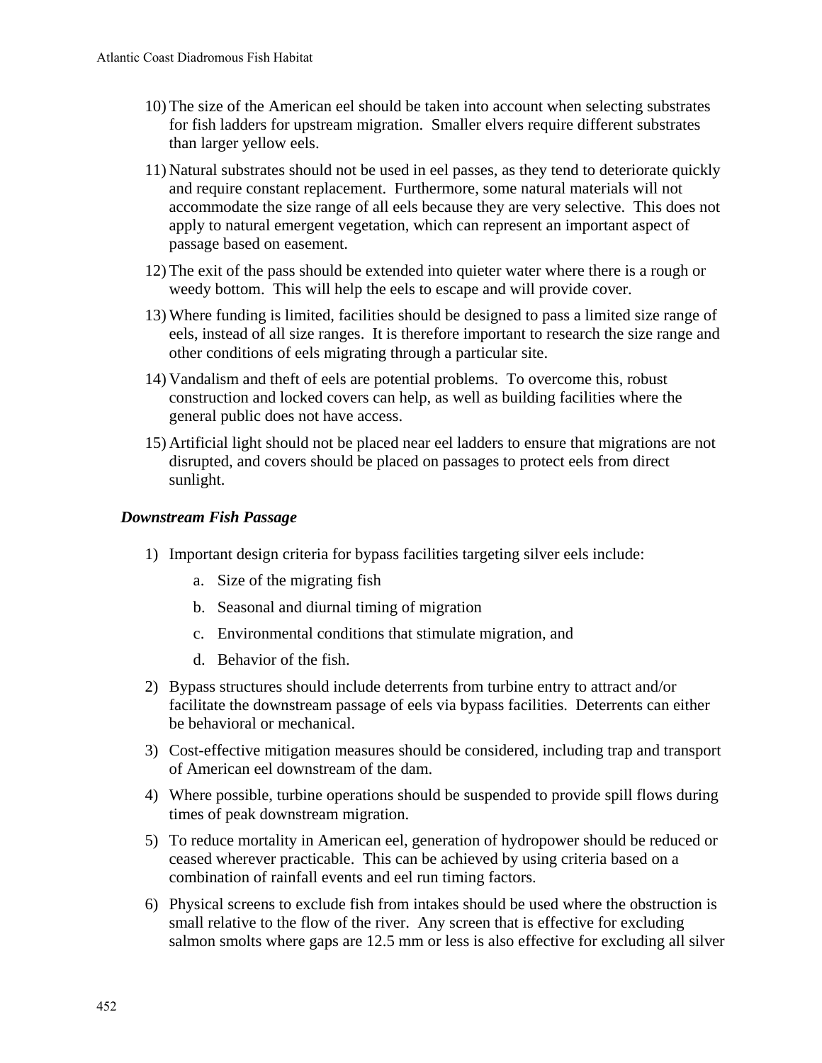10) The size of the American eel should be taken into account when selecting substrates for fish ladders for upstream migration. Smaller elvers require different substrates than larger yellow eels.

11) Natural substrates should not be used in eel passes, as they tend to deteriorate quickly and require constant replacement. Furthermore, some natural materials will not accommodate the size range of all eels because they are very selective. This does not apply to natural emergent vegetation, which can represent an important aspect of passage based on easement.

12) The exit of the pass should be extended into quieter water where there is a rough or weedy bottom. This will help the eels to escape and will provide cover.

13) Where funding is limited, facilities should be designed to pass a limited size range of eels, instead of all size ranges. It is therefore important to research the size range and other conditions of eels migrating through a particular site.

14) Vandalism and theft of eels are potential problems. To overcome this, robust construction and locked covers can help, as well as building facilities where the general public does not have access.

15) Artificial light should not be placed near eel ladders to ensure that migrations are not disrupted, and covers should be placed on passages to protect eels from direct sunlight.

### *Downstream Fish Passage*

1) Important design criteria for bypass facilities targeting silver eels include:
    a. Size of the migrating fish
    b. Seasonal and diurnal timing of migration
    c. Environmental conditions that stimulate migration, and
    d. Behavior of the fish.

2) Bypass structures should include deterrents from turbine entry to attract and/or facilitate the downstream passage of eels via bypass facilities. Deterrents can either be behavioral or mechanical.

3) Cost-effective mitigation measures should be considered, including trap and transport of American eel downstream of the dam.

4) Where possible, turbine operations should be suspended to provide spill flows during times of peak downstream migration.

5) To reduce mortality in American eel, generation of hydropower should be reduced or ceased wherever practicable. This can be achieved by using criteria based on a combination of rainfall events and eel run timing factors.

6) Physical screens to exclude fish from intakes should be used where the obstruction is small relative to the flow of the river. Any screen that is effective for excluding salmon smolts where gaps are 12.5 mm or less is also effective for excluding all silver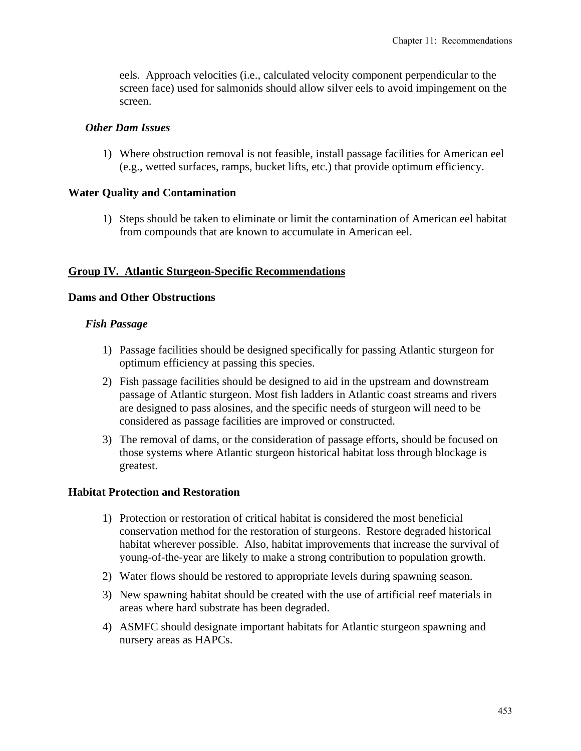eels. Approach velocities (i.e., calculated velocity component perpendicular to the screen face) used for salmonids should allow silver eels to avoid impingement on the screen.

#### *Other Dam Issues*

1) Where obstruction removal is not feasible, install passage facilities for American eel (e.g., wetted surfaces, ramps, bucket lifts, etc.) that provide optimum efficiency.

### Water Quality and Contamination

1) Steps should be taken to eliminate or limit the contamination of American eel habitat from compounds that are known to accumulate in American eel.

## Group IV. Atlantic Sturgeon-Specific Recommendations

### Dams and Other Obstructions

#### *Fish Passage*

1) Passage facilities should be designed specifically for passing Atlantic sturgeon for optimum efficiency at passing this species.
2) Fish passage facilities should be designed to aid in the upstream and downstream passage of Atlantic sturgeon. Most fish ladders in Atlantic coast streams and rivers are designed to pass alosines, and the specific needs of sturgeon will need to be considered as passage facilities are improved or constructed.
3) The removal of dams, or the consideration of passage efforts, should be focused on those systems where Atlantic sturgeon historical habitat loss through blockage is greatest.

### Habitat Protection and Restoration

1) Protection or restoration of critical habitat is considered the most beneficial conservation method for the restoration of sturgeons. Restore degraded historical habitat wherever possible. Also, habitat improvements that increase the survival of young-of-the-year are likely to make a strong contribution to population growth.
2) Water flows should be restored to appropriate levels during spawning season.
3) New spawning habitat should be created with the use of artificial reef materials in areas where hard substrate has been degraded.
4) ASMFC should designate important habitats for Atlantic sturgeon spawning and nursery areas as HAPCs.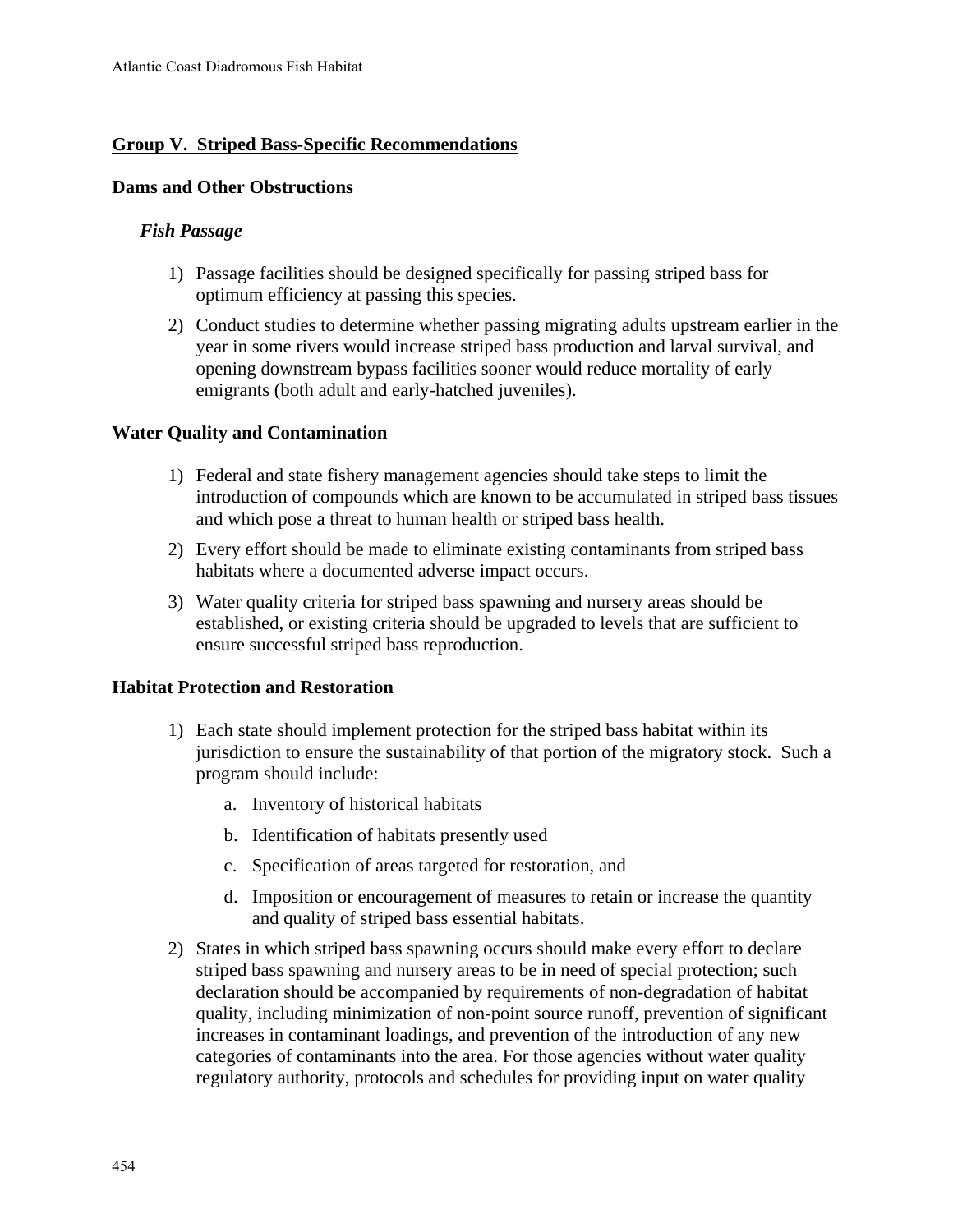## Group V. Striped Bass-Specific Recommendations

### Dams and Other Obstructions

#### *Fish Passage*

1) Passage facilities should be designed specifically for passing striped bass for optimum efficiency at passing this species.
2) Conduct studies to determine whether passing migrating adults upstream earlier in the year in some rivers would increase striped bass production and larval survival, and opening downstream bypass facilities sooner would reduce mortality of early emigrants (both adult and early-hatched juveniles).

### Water Quality and Contamination

1) Federal and state fishery management agencies should take steps to limit the introduction of compounds which are known to be accumulated in striped bass tissues and which pose a threat to human health or striped bass health.
2) Every effort should be made to eliminate existing contaminants from striped bass habitats where a documented adverse impact occurs.
3) Water quality criteria for striped bass spawning and nursery areas should be established, or existing criteria should be upgraded to levels that are sufficient to ensure successful striped bass reproduction.

### Habitat Protection and Restoration

1) Each state should implement protection for the striped bass habitat within its jurisdiction to ensure the sustainability of that portion of the migratory stock. Such a program should include:
    a. Inventory of historical habitats
    b. Identification of habitats presently used
    c. Specification of areas targeted for restoration, and
    d. Imposition or encouragement of measures to retain or increase the quantity and quality of striped bass essential habitats.
2) States in which striped bass spawning occurs should make every effort to declare striped bass spawning and nursery areas to be in need of special protection; such declaration should be accompanied by requirements of non-degradation of habitat quality, including minimization of non-point source runoff, prevention of significant increases in contaminant loadings, and prevention of the introduction of any new categories of contaminants into the area. For those agencies without water quality regulatory authority, protocols and schedules for providing input on water quality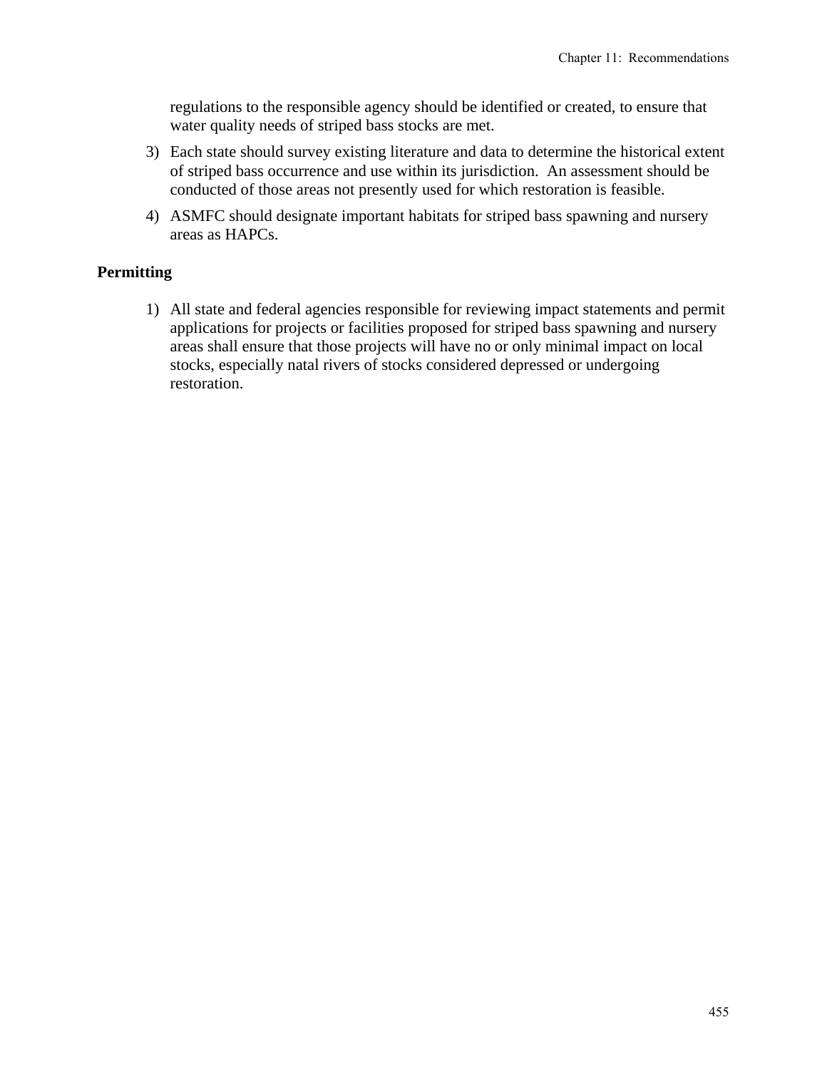regulations to the responsible agency should be identified or created, to ensure that water quality needs of striped bass stocks are met.

3) Each state should survey existing literature and data to determine the historical extent of striped bass occurrence and use within its jurisdiction. An assessment should be conducted of those areas not presently used for which restoration is feasible.
4) ASMFC should designate important habitats for striped bass spawning and nursery areas as HAPCs.

**Permitting**

1) All state and federal agencies responsible for reviewing impact statements and permit applications for projects or facilities proposed for striped bass spawning and nursery areas shall ensure that those projects will have no or only minimal impact on local stocks, especially natal rivers of stocks considered depressed or undergoing restoration.